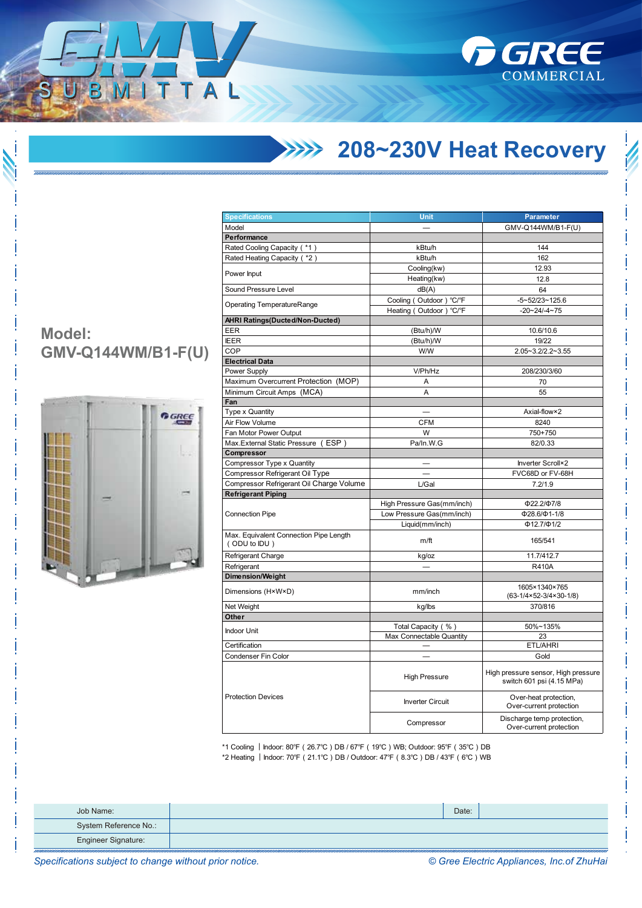# GMV SUBMITTAL

GREE COMMERCIAL

## 208~230V Heat Recovery

**Model: GMV-Q144WM/B1-F(U)**

| Specifications | Unit | Parameter |
|---|---|---|
| Model | — | GMV-Q144WM/B1-F(U) |
| **Performance** | | |
| Rated Cooling Capacity ( *1 ) | kBtu/h | 144 |
| Rated Heating Capacity ( *2 ) | kBtu/h | 162 |
| Power Input | Cooling(kw) | 12.93 |
| | Heating(kw) | 12.8 |
| Sound Pressure Level | dB(A) | 64 |
| Operating TemperatureRange | Cooling ( Outdoor ) ℃/℉ | -5~52/23~125.6 |
| | Heating ( Outdoor ) ℃/℉ | -20~24/-4~75 |
| **AHRI Ratings(Ducted/Non-Ducted)** | | |
| EER | (Btu/h)/W | 10.6/10.6 |
| IEER | (Btu/h)/W | 19/22 |
| COP | W/W | 2.05~3.2/2.2~3.55 |
| **Electrical Data** | | |
| Power Supply | V/Ph/Hz | 208/230/3/60 |
| Maximum Overcurrent Protection (MOP) | A | 70 |
| Minimum Circuit Amps (MCA) | A | 55 |
| **Fan** | | |
| Type x Quantity | — | Axial-flow×2 |
| Air Flow Volume | CFM | 8240 |
| Fan Motor Power Output | W | 750+750 |
| Max.External Static Pressure ( ESP ) | Pa/In.W.G | 82/0.33 |
| **Compressor** | | |
| Compressor Type x Quantity | — | Inverter Scroll×2 |
| Compressor Refrigerant Oil Type | — | FVC68D or FV-68H |
| Compressor Refrigerant Oil Charge Volume | L/Gal | 7.2/1.9 |
| **Refrigerant Piping** | | |
| Connection Pipe | High Pressure Gas(mm/inch) | Φ22.2/Φ7/8 |
| | Low Pressure Gas(mm/inch) | Φ28.6/Φ1-1/8 |
| | Liquid(mm/inch) | Φ12.7/Φ1/2 |
| Max. Equivalent Connection Pipe Length ( ODU to IDU ) | m/ft | 165/541 |
| Refrigerant Charge | kg/oz | 11.7/412.7 |
| Refrigerant | — | R410A |
| **Dimension/Weight** | | |
| Dimensions (H×W×D) | mm/inch | 1605×1340×765 (63-1/4×52-3/4×30-1/8) |
| Net Weight | kg/lbs | 370/816 |
| **Other** | | |
| Indoor Unit | Total Capacity ( % ) | 50%~135% |
| | Max Connectable Quantity | 23 |
| Certification | — | ETL/AHRI |
| Condenser Fin Color | — | Gold |
| Protection Devices | High Pressure | High pressure sensor, High pressure switch 601 psi (4.15 MPa) |
| | Inverter Circuit | Over-heat protection, Over-current protection |
| | Compressor | Discharge temp protection, Over-current protection |

*1 Cooling | Indoor: 80℉ ( 26.7℃ ) DB / 67℉ ( 19℃ ) WB; Outdoor: 95℉ ( 35℃ ) DB
*2 Heating | Indoor: 70℉ ( 21.1℃ ) DB / Outdoor: 47℉ ( 8.3℃ ) DB / 43℉ ( 6℃ ) WB

| Job Name: | | Date: | |
|---|---|---|---|
| System Reference No.: | | | |
| Engineer Signature: | | | |

*Specifications subject to change without prior notice.*

*© Gree Electric Appliances, Inc.of ZhuHai*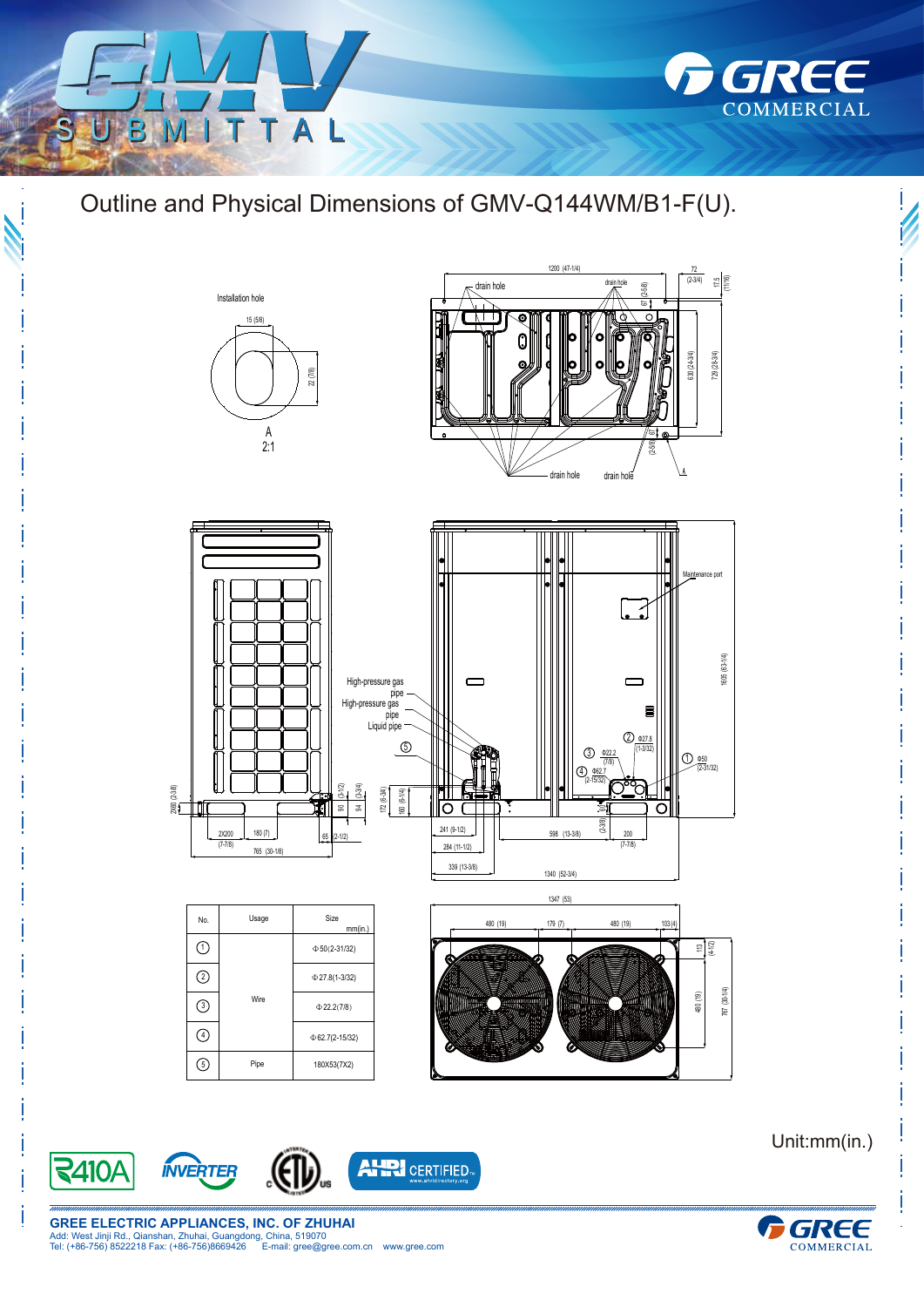# Outline and Physical Dimensions of GMV-Q144WM/B1-F(U).

Installation hole

15 (5/8)

22 (7/8)

A
2:1

1200 (47-1/4)

72 (2-3/4)

17.5 (11/16)

drain hole

67 (2-5/8)

630 (24-3/4)

729 (28-3/4)

67 (2-5/8)

drain hole

drain hole

A

Maintenance port

1605 (63-1/4)

High-pressure gas pipe

High-pressure gas pipe

Liquid pipe

⑤

② Φ27.8 (1-3/32)

③ Φ22.2 (7/8)

④ Φ62.7 (2-15/32)

① Φ50 (2-31/32)

2080 (2-3/8)

2X200 (7-7/8)

180 (7)

765 (30-1/8)

65 (2-1/2)

90 (3-1/2)

94 (3-3/4)

172 (6-3/4)

160 (6-1/4)

241 (9-1/2)

284 (11-1/2)

339 (13-3/8)

598 (13-3/8)

60 (2-3/8)

200 (7-7/8)

1340 (52-3/4)

1347 (53)

480 (19)

179 (7)

480 (19)

103 (4)

113 (4-1/2)

480 (19)

767 (30-1/4)

| No. | Usage | Size mm(in.) |
|---|---|---|
| ① | Wire | Φ50(2-31/32) |
| ② | | Φ27.8(1-3/32) |
| ③ | | Φ22.2(7/8) |
| ④ | | Φ62.7(2-15/32) |
| ⑤ | Pipe | 180X53(7X2) |

Unit:mm(in.)

R410A INVERTER ETL AHRI CERTIFIED

**GREE ELECTRIC APPLIANCES, INC. OF ZHUHAI**
Add: West Jinji Rd., Qianshan, Zhuhai, Guangdong, China, 519070
Tel: (+86-756) 8522218 Fax: (+86-756)8669426 E-mail: gree@gree.com.cn www.gree.com